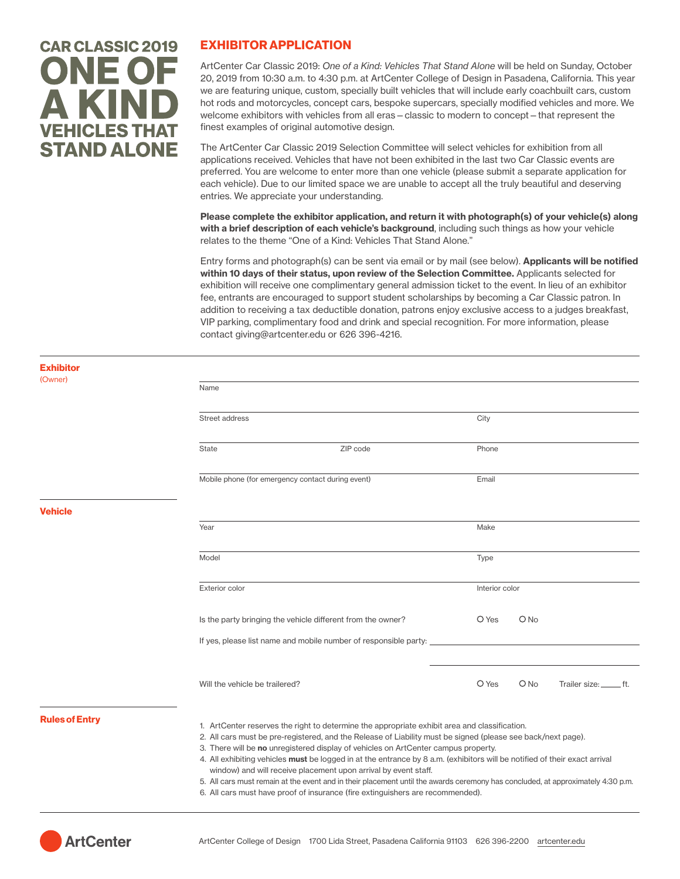# CAR CLASSIC 2019 ONE OF A KIND VEHICLES THAT STAND ALONE

## EXHIBITOR APPLICATION

ArtCenter Car Classic 2019: *One of a Kind: Vehicles That Stand Alone* will be held on Sunday, October 20, 2019 from 10:30 a.m. to 4:30 p.m. at ArtCenter College of Design in Pasadena, California. This year we are featuring unique, custom, specially built vehicles that will include early coachbuilt cars, custom hot rods and motorcycles, concept cars, bespoke supercars, specially modified vehicles and more. We welcome exhibitors with vehicles from all eras – classic to modern to concept – that represent the finest examples of original automotive design.

The ArtCenter Car Classic 2019 Selection Committee will select vehicles for exhibition from all applications received. Vehicles that have not been exhibited in the last two Car Classic events are preferred. You are welcome to enter more than one vehicle (please submit a separate application for each vehicle). Due to our limited space we are unable to accept all the truly beautiful and deserving entries. We appreciate your understanding.

**Please complete the exhibitor application, and return it with photograph(s) of your vehicle(s) along with a brief description of each vehicle's background**, including such things as how your vehicle relates to the theme "One of a Kind: Vehicles That Stand Alone."

Entry forms and photograph(s) can be sent via email or by mail (see below). **Applicants will be notified within 10 days of their status, upon review of the Selection Committee.** Applicants selected for exhibition will receive one complimentary general admission ticket to the event. In lieu of an exhibitor fee, entrants are encouraged to support student scholarships by becoming a Car Classic patron. In addition to receiving a tax deductible donation, patrons enjoy exclusive access to a judges breakfast, VIP parking, complimentary food and drink and special recognition. For more information, please contact giving@artcenter.edu or 626 396-4216.

### Exhibitor
(Owner)

Name

Street address ____ City

State ____ ZIP code ____ Phone

Mobile phone (for emergency contact during event) ____ Email

### Vehicle

Year ____ Make

Model ____ Type

Exterior color ____ Interior color

Is the party bringing the vehicle different from the owner? O Yes O No

If yes, please list name and mobile number of responsible party: ____

Will the vehicle be trailered? O Yes O No Trailer size: ____ ft.

### Rules of Entry

1. ArtCenter reserves the right to determine the appropriate exhibit area and classification.
2. All cars must be pre-registered, and the Release of Liability must be signed (please see back/next page).
3. There will be **no** unregistered display of vehicles on ArtCenter campus property.
4. All exhibiting vehicles **must** be logged in at the entrance by 8 a.m. (exhibitors will be notified of their exact arrival window) and will receive placement upon arrival by event staff.
5. All cars must remain at the event and in their placement until the awards ceremony has concluded, at approximately 4:30 p.m.
6. All cars must have proof of insurance (fire extinguishers are recommended).

ArtCenter

ArtCenter College of Design 1700 Lida Street, Pasadena California 91103 626 396-2200 artcenter.edu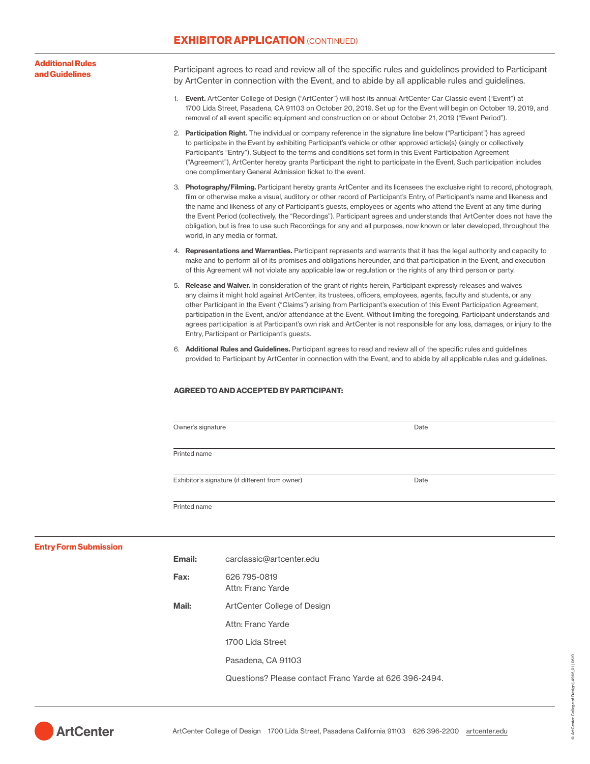# EXHIBITOR APPLICATION (CONTINUED)

## Additional Rules and Guidelines

Participant agrees to read and review all of the specific rules and guidelines provided to Participant by ArtCenter in connection with the Event, and to abide by all applicable rules and guidelines.

1. **Event.** ArtCenter College of Design ("ArtCenter") will host its annual ArtCenter Car Classic event ("Event") at 1700 Lida Street, Pasadena, CA 91103 on October 20, 2019. Set up for the Event will begin on October 19, 2019, and removal of all event specific equipment and construction on or about October 21, 2019 ("Event Period").

2. **Participation Right.** The individual or company reference in the signature line below ("Participant") has agreed to participate in the Event by exhibiting Participant's vehicle or other approved article(s) (singly or collectively Participant's "Entry"). Subject to the terms and conditions set form in this Event Participation Agreement ("Agreement"), ArtCenter hereby grants Participant the right to participate in the Event. Such participation includes one complimentary General Admission ticket to the event.

3. **Photography/Filming.** Participant hereby grants ArtCenter and its licensees the exclusive right to record, photograph, film or otherwise make a visual, auditory or other record of Participant's Entry, of Participant's name and likeness and the name and likeness of any of Participant's guests, employees or agents who attend the Event at any time during the Event Period (collectively, the "Recordings"). Participant agrees and understands that ArtCenter does not have the obligation, but is free to use such Recordings for any and all purposes, now known or later developed, throughout the world, in any media or format.

4. **Representations and Warranties.** Participant represents and warrants that it has the legal authority and capacity to make and to perform all of its promises and obligations hereunder, and that participation in the Event, and execution of this Agreement will not violate any applicable law or regulation or the rights of any third person or party.

5. **Release and Waiver.** In consideration of the grant of rights herein, Participant expressly releases and waives any claims it might hold against ArtCenter, its trustees, officers, employees, agents, faculty and students, or any other Participant in the Event ("Claims") arising from Participant's execution of this Event Participation Agreement, participation in the Event, and/or attendance at the Event. Without limiting the foregoing, Participant understands and agrees participation is at Participant's own risk and ArtCenter is not responsible for any loss, damages, or injury to the Entry, Participant or Participant's guests.

6. **Additional Rules and Guidelines.** Participant agrees to read and review all of the specific rules and guidelines provided to Participant by ArtCenter in connection with the Event, and to abide by all applicable rules and guidelines.

**AGREED TO AND ACCEPTED BY PARTICIPANT:**

Owner's signature ______________________ Date ____________

Printed name ______________________

Exhibitor's signature (if different from owner) ______________________ Date ____________

Printed name ______________________

## Entry Form Submission

**Email:** carclassic@artcenter.edu

**Fax:** 626 795-0819
Attn: Franc Yarde

**Mail:** ArtCenter College of Design

Attn: Franc Yarde

1700 Lida Street

Pasadena, CA 91103

Questions? Please contact Franc Yarde at 626 396-2494.

ArtCenter

ArtCenter College of Design 1700 Lida Street, Pasadena California 91103 626 396-2200 artcenter.edu